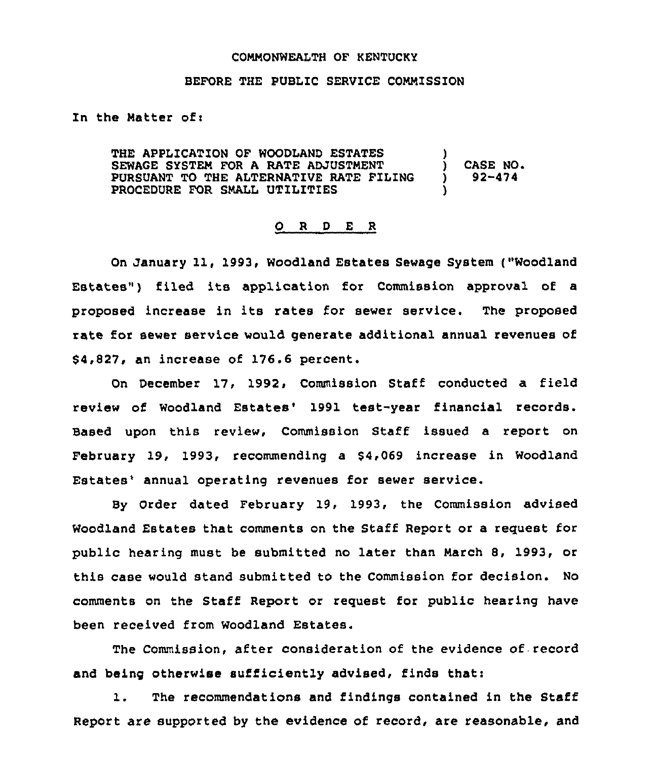COMMONWEALTH OF KENTUCKY

BEFORE THE PUBLIC SERVICE COMMISSION

In the Matter of:

| | | |
|---|---|---|
| THE APPLICATION OF WOODLAND ESTATES SEWAGE SYSTEM FOR A RATE ADJUSTMENT PURSUANT TO THE ALTERNATIVE RATE FILING PROCEDURE FOR SMALL UTILITIES | ) | CASE NO. 92-474 |

O R D E R

On January 11, 1993, Woodland Estates Sewage System ("Woodland Estates") filed its application for Commission approval of a proposed increase in its rates for sewer service. The proposed rate for sewer service would generate additional annual revenues of $4,827, an increase of 176.6 percent.

On December 17, 1992, Commission Staff conducted a field review of Woodland Estates' 1991 test-year financial records. Based upon this review, Commission Staff issued a report on February 19, 1993, recommending a $4,069 increase in Woodland Estates' annual operating revenues for sewer service.

By Order dated February 19, 1993, the Commission advised Woodland Estates that comments on the Staff Report or a request for public hearing must be submitted no later than March 8, 1993, or this case would stand submitted to the Commission for decision. No comments on the Staff Report or request for public hearing have been received from Woodland Estates.

The Commission, after consideration of the evidence of record and being otherwise sufficiently advised, finds that:

1. The recommendations and findings contained in the Staff Report are supported by the evidence of record, are reasonable, and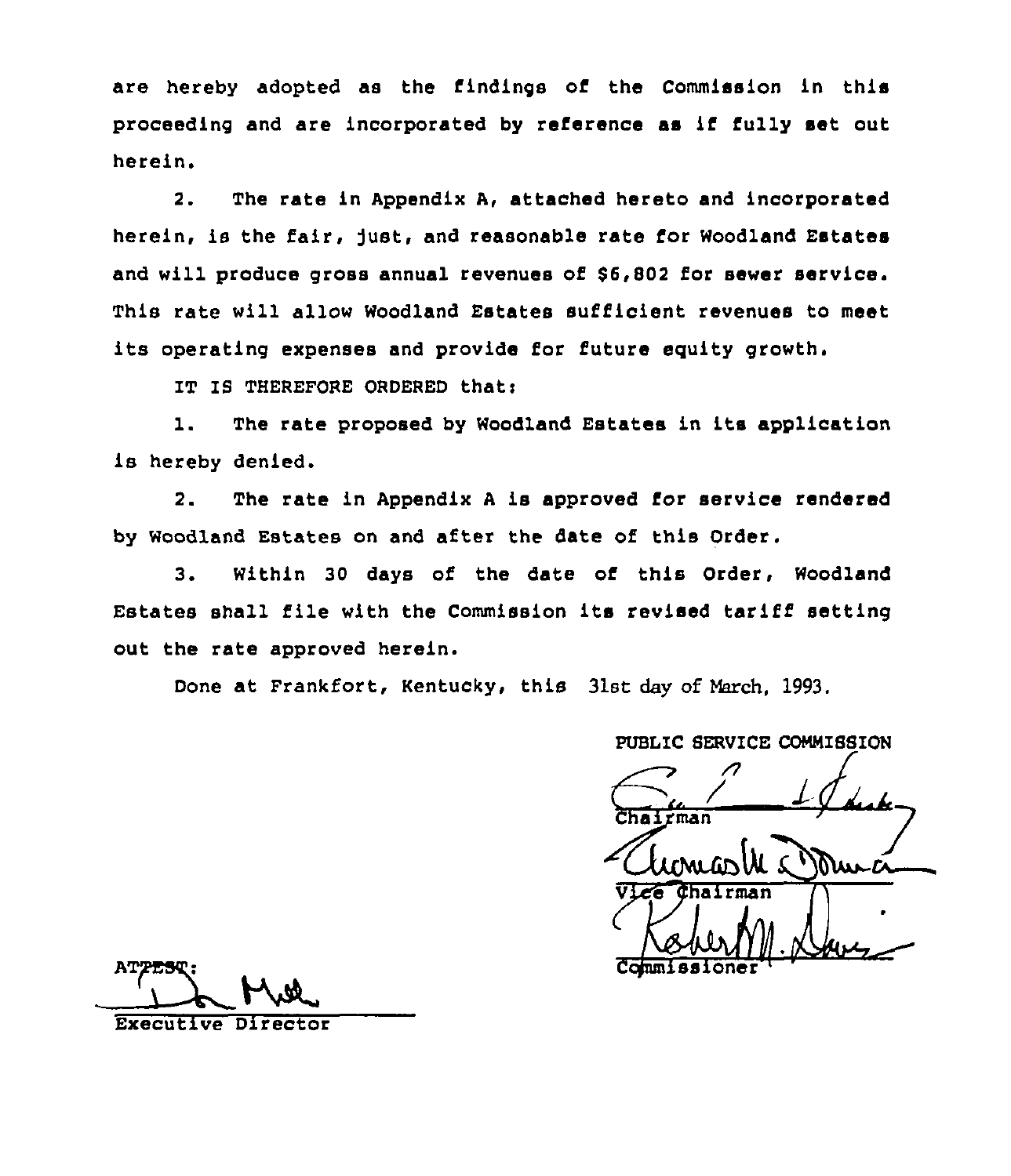are hereby adopted as the findings of the Commission in this proceeding and are incorporated by reference as if fully set out herein.

2. The rate in Appendix A, attached hereto and incorporated herein, is the fair, just, and reasonable rate for Woodland Estates and will produce gross annual revenues of $6,802 for sewer service. This rate will allow Woodland Estates sufficient revenues to meet its operating expenses and provide for future equity growth.

IT IS THEREFORE ORDERED that:

1. The rate proposed by Woodland Estates in its application is hereby denied.

2. The rate in Appendix A is approved for service rendered by Woodland Estates on and after the date of this Order.

3. Within 30 days of the date of this Order, Woodland Estates shall file with the Commission its revised tariff setting out the rate approved herein.

Done at Frankfort, Kentucky, this 31st day of March, 1993.

PUBLIC SERVICE COMMISSION

Chairman

Vice Chairman

Commissioner

ATTEST:

Executive Director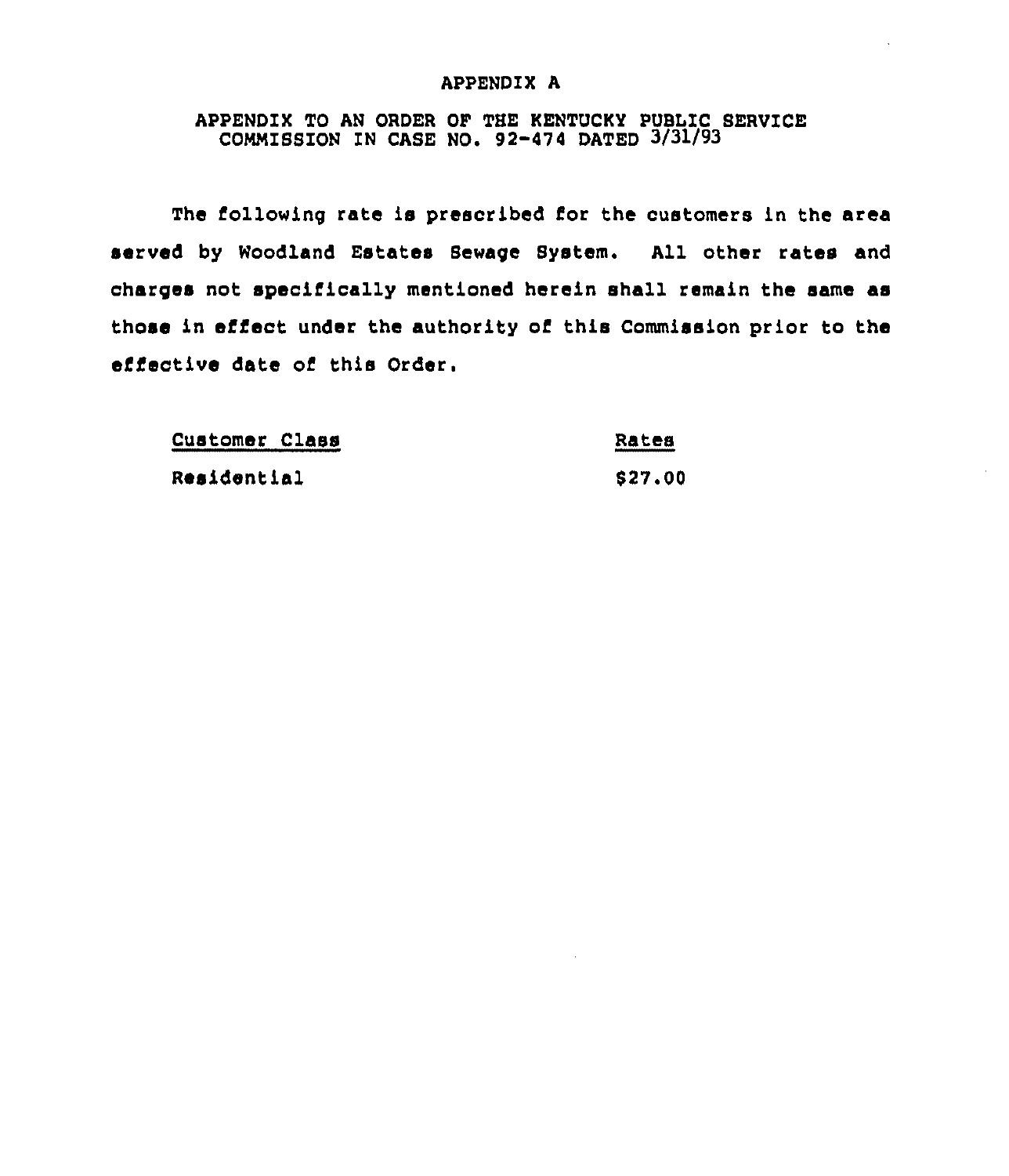# APPENDIX A

## APPENDIX TO AN ORDER OF THE KENTUCKY PUBLIC SERVICE COMMISSION IN CASE NO. 92-474 DATED 3/31/93

The following rate is prescribed for the customers in the area served by Woodland Estates Sewage System. All other rates and charges not specifically mentioned herein shall remain the same as those in effect under the authority of this Commission prior to the effective date of this Order.

| Customer Class | Rates |
|---|---|
| Residential | $27.00 |